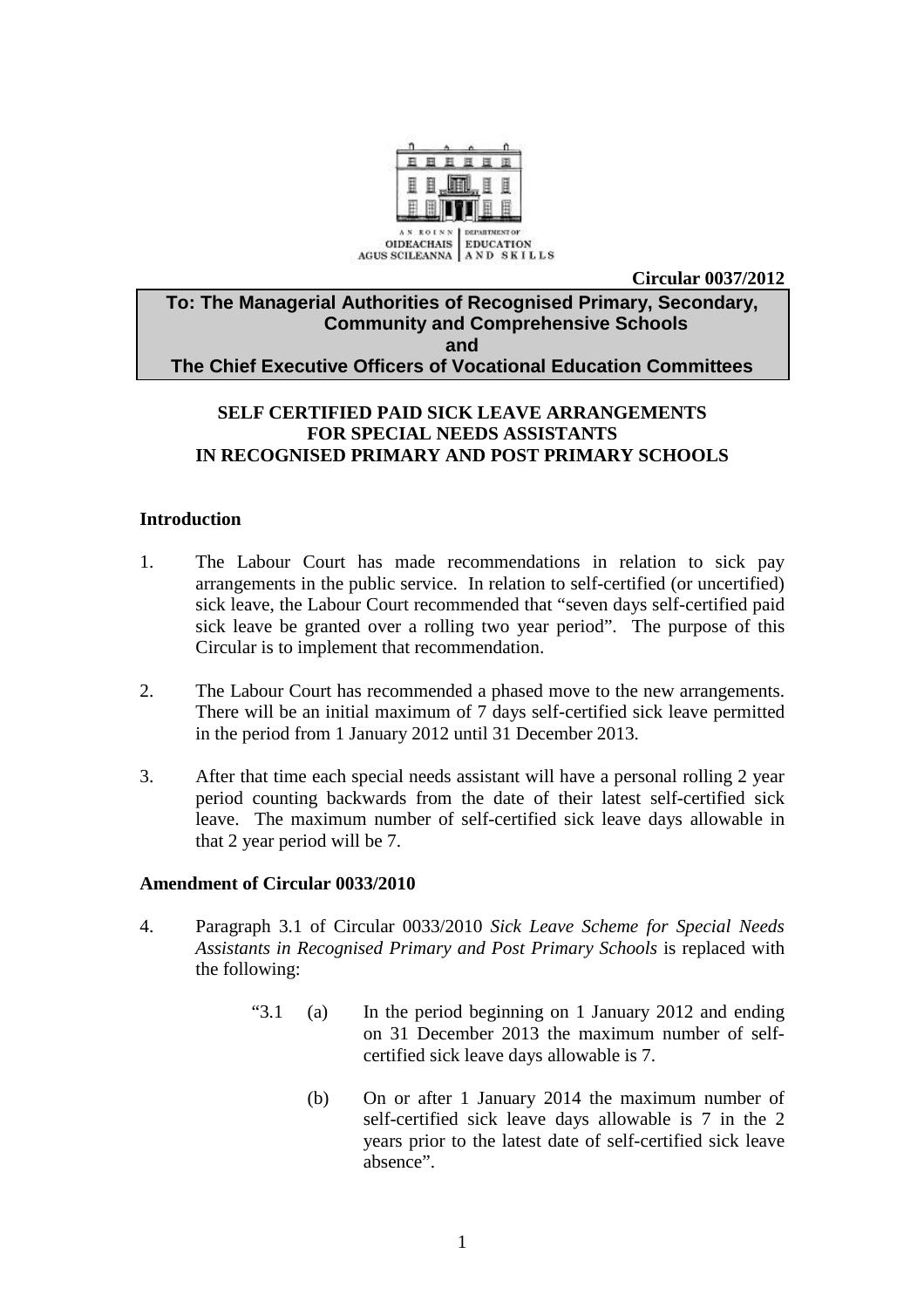AN ROINN OIDEACHAIS AGUS SCILEANNA | DEPARTMENT OF EDUCATION AND SKILLS

**Circular 0037/2012**

**To: The Managerial Authorities of Recognised Primary, Secondary, Community and Comprehensive Schools**
**and**
**The Chief Executive Officers of Vocational Education Committees**

# SELF CERTIFIED PAID SICK LEAVE ARRANGEMENTS FOR SPECIAL NEEDS ASSISTANTS IN RECOGNISED PRIMARY AND POST PRIMARY SCHOOLS

## Introduction

1. The Labour Court has made recommendations in relation to sick pay arrangements in the public service. In relation to self-certified (or uncertified) sick leave, the Labour Court recommended that "seven days self-certified paid sick leave be granted over a rolling two year period". The purpose of this Circular is to implement that recommendation.

2. The Labour Court has recommended a phased move to the new arrangements. There will be an initial maximum of 7 days self-certified sick leave permitted in the period from 1 January 2012 until 31 December 2013.

3. After that time each special needs assistant will have a personal rolling 2 year period counting backwards from the date of their latest self-certified sick leave. The maximum number of self-certified sick leave days allowable in that 2 year period will be 7.

## Amendment of Circular 0033/2010

4. Paragraph 3.1 of Circular 0033/2010 *Sick Leave Scheme for Special Needs Assistants in Recognised Primary and Post Primary Schools* is replaced with the following:

   "3.1 (a) In the period beginning on 1 January 2012 and ending on 31 December 2013 the maximum number of self-certified sick leave days allowable is 7.

   (b) On or after 1 January 2014 the maximum number of self-certified sick leave days allowable is 7 in the 2 years prior to the latest date of self-certified sick leave absence".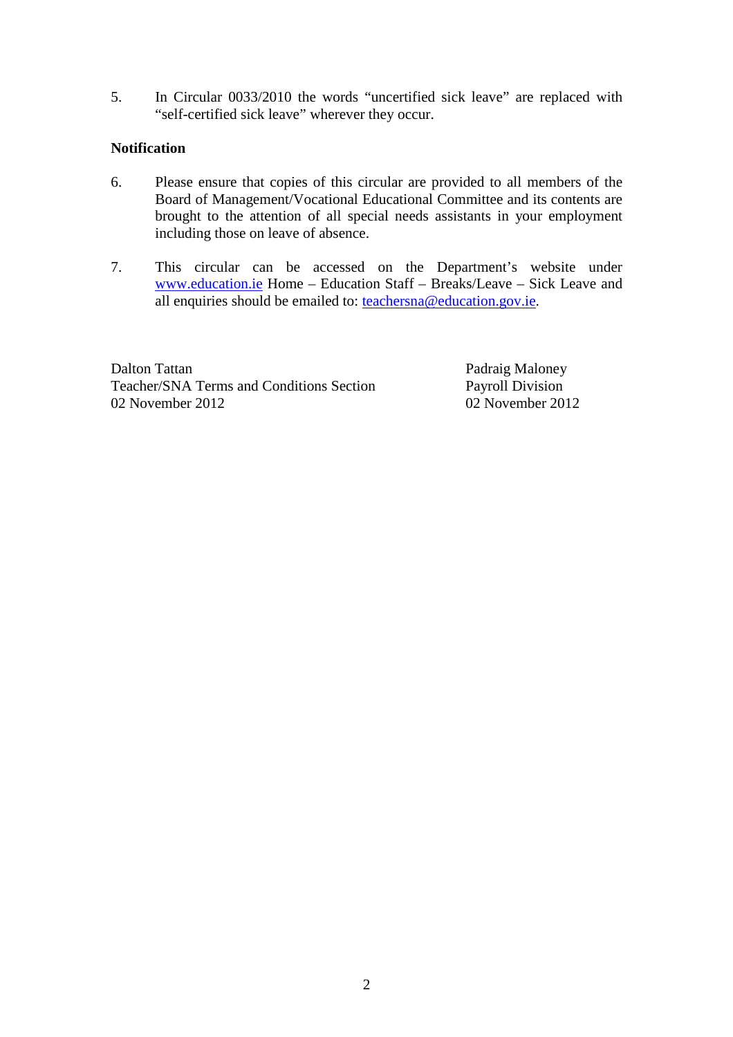5. In Circular 0033/2010 the words "uncertified sick leave" are replaced with "self-certified sick leave" wherever they occur.

**Notification**

6. Please ensure that copies of this circular are provided to all members of the Board of Management/Vocational Educational Committee and its contents are brought to the attention of all special needs assistants in your employment including those on leave of absence.

7. This circular can be accessed on the Department's website under www.education.ie Home – Education Staff – Breaks/Leave – Sick Leave and all enquiries should be emailed to: teachersna@education.gov.ie.

Dalton Tattan
Teacher/SNA Terms and Conditions Section
02 November 2012

Padraig Maloney
Payroll Division
02 November 2012